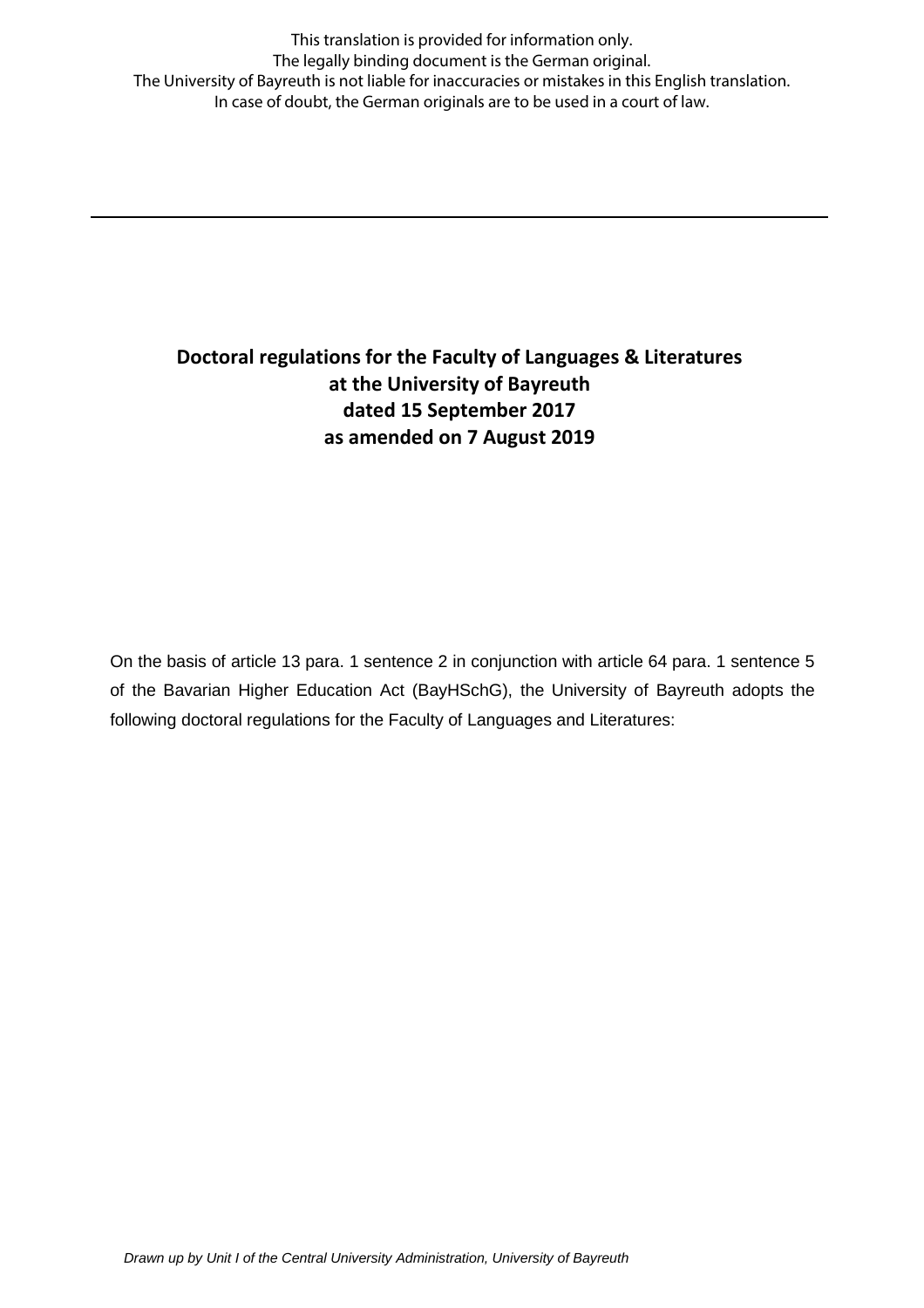This translation is provided for information only.
The legally binding document is the German original.
The University of Bayreuth is not liable for inaccuracies or mistakes in this English translation.
In case of doubt, the German originals are to be used in a court of law.

---

# Doctoral regulations for the Faculty of Languages & Literatures at the University of Bayreuth dated 15 September 2017 as amended on 7 August 2019

On the basis of article 13 para. 1 sentence 2 in conjunction with article 64 para. 1 sentence 5 of the Bavarian Higher Education Act (BayHSchG), the University of Bayreuth adopts the following doctoral regulations for the Faculty of Languages and Literatures:

*Drawn up by Unit I of the Central University Administration, University of Bayreuth*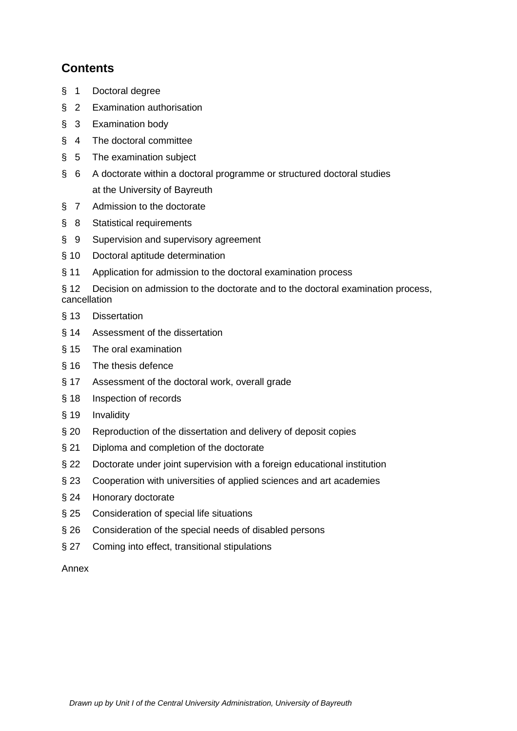## Contents

§ 1 Doctoral degree

§ 2 Examination authorisation

§ 3 Examination body

§ 4 The doctoral committee

§ 5 The examination subject

§ 6 A doctorate within a doctoral programme or structured doctoral studies at the University of Bayreuth

§ 7 Admission to the doctorate

§ 8 Statistical requirements

§ 9 Supervision and supervisory agreement

§ 10 Doctoral aptitude determination

§ 11 Application for admission to the doctoral examination process

§ 12 Decision on admission to the doctorate and to the doctoral examination process, cancellation

§ 13 Dissertation

§ 14 Assessment of the dissertation

§ 15 The oral examination

§ 16 The thesis defence

§ 17 Assessment of the doctoral work, overall grade

§ 18 Inspection of records

§ 19 Invalidity

§ 20 Reproduction of the dissertation and delivery of deposit copies

§ 21 Diploma and completion of the doctorate

§ 22 Doctorate under joint supervision with a foreign educational institution

§ 23 Cooperation with universities of applied sciences and art academies

§ 24 Honorary doctorate

§ 25 Consideration of special life situations

§ 26 Consideration of the special needs of disabled persons

§ 27 Coming into effect, transitional stipulations

Annex

*Drawn up by Unit I of the Central University Administration, University of Bayreuth*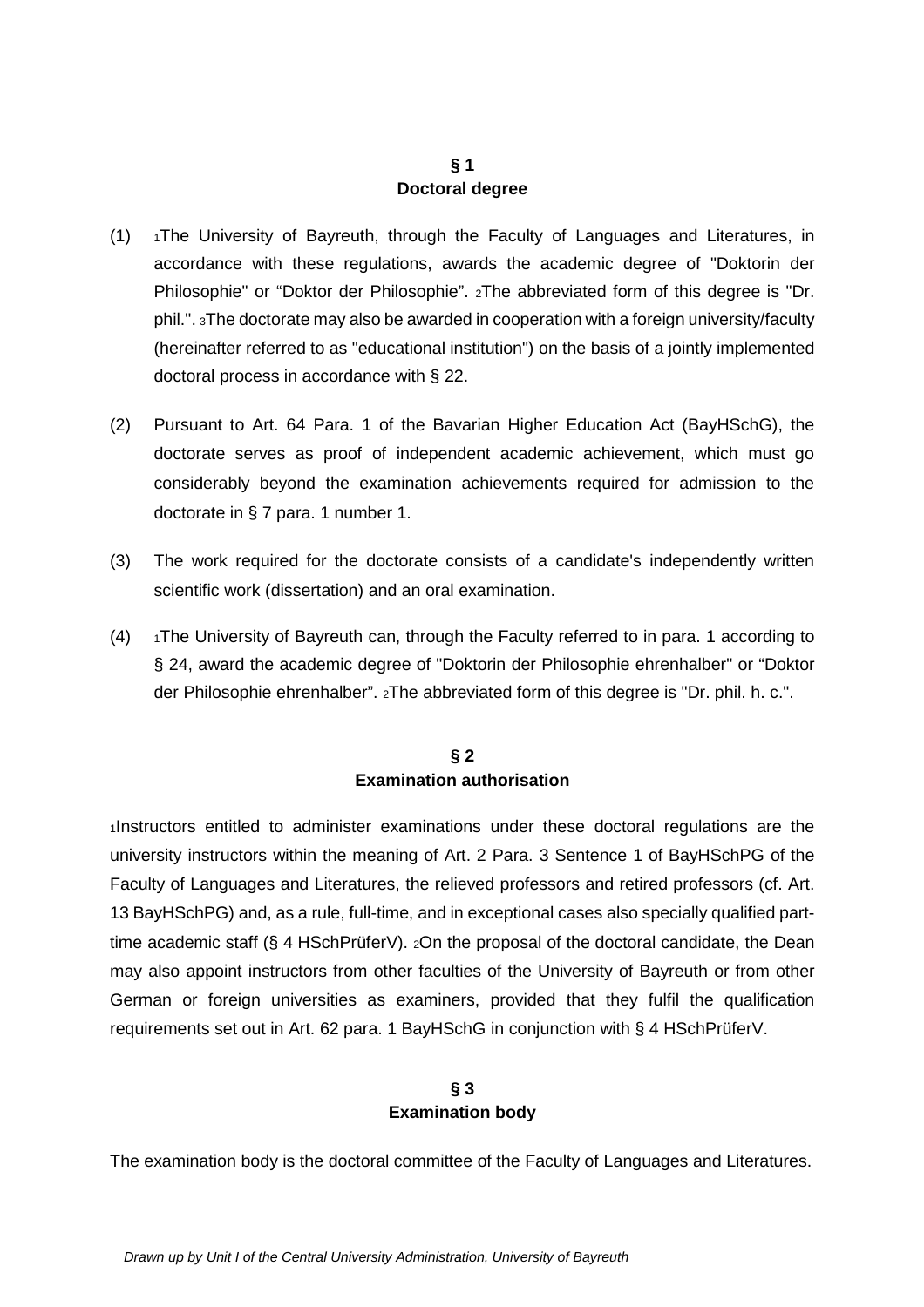## § 1
## Doctoral degree

(1) 1The University of Bayreuth, through the Faculty of Languages and Literatures, in accordance with these regulations, awards the academic degree of "Doktorin der Philosophie" or "Doktor der Philosophie". 2The abbreviated form of this degree is "Dr. phil.". 3The doctorate may also be awarded in cooperation with a foreign university/faculty (hereinafter referred to as "educational institution") on the basis of a jointly implemented doctoral process in accordance with § 22.

(2) Pursuant to Art. 64 Para. 1 of the Bavarian Higher Education Act (BayHSchG), the doctorate serves as proof of independent academic achievement, which must go considerably beyond the examination achievements required for admission to the doctorate in § 7 para. 1 number 1.

(3) The work required for the doctorate consists of a candidate's independently written scientific work (dissertation) and an oral examination.

(4) 1The University of Bayreuth can, through the Faculty referred to in para. 1 according to § 24, award the academic degree of "Doktorin der Philosophie ehrenhalber" or "Doktor der Philosophie ehrenhalber". 2The abbreviated form of this degree is "Dr. phil. h. c.".

## § 2
## Examination authorisation

1Instructors entitled to administer examinations under these doctoral regulations are the university instructors within the meaning of Art. 2 Para. 3 Sentence 1 of BayHSchPG of the Faculty of Languages and Literatures, the relieved professors and retired professors (cf. Art. 13 BayHSchPG) and, as a rule, full-time, and in exceptional cases also specially qualified part-time academic staff (§ 4 HSchPrüferV). 2On the proposal of the doctoral candidate, the Dean may also appoint instructors from other faculties of the University of Bayreuth or from other German or foreign universities as examiners, provided that they fulfil the qualification requirements set out in Art. 62 para. 1 BayHSchG in conjunction with § 4 HSchPrüferV.

## § 3
## Examination body

The examination body is the doctoral committee of the Faculty of Languages and Literatures.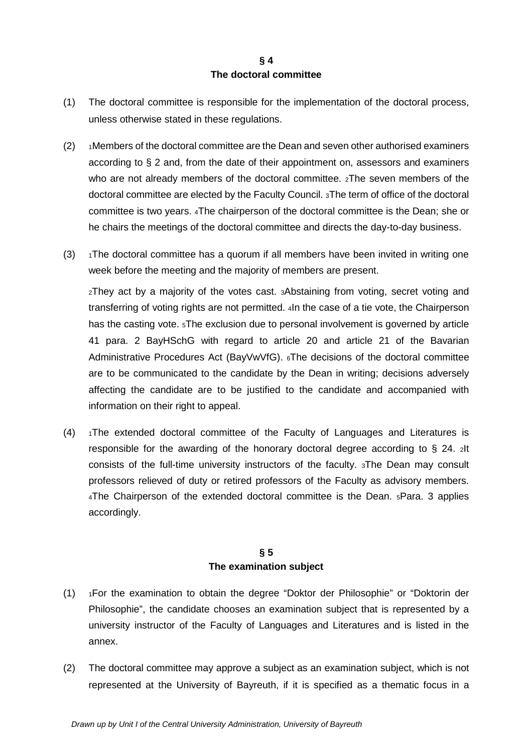## § 4
## The doctoral committee

(1) The doctoral committee is responsible for the implementation of the doctoral process, unless otherwise stated in these regulations.

(2) [1]Members of the doctoral committee are the Dean and seven other authorised examiners according to § 2 and, from the date of their appointment on, assessors and examiners who are not already members of the doctoral committee. [2]The seven members of the doctoral committee are elected by the Faculty Council. [3]The term of office of the doctoral committee is two years. [4]The chairperson of the doctoral committee is the Dean; she or he chairs the meetings of the doctoral committee and directs the day-to-day business.

(3) [1]The doctoral committee has a quorum if all members have been invited in writing one week before the meeting and the majority of members are present.

[2]They act by a majority of the votes cast. [3]Abstaining from voting, secret voting and transferring of voting rights are not permitted. [4]In the case of a tie vote, the Chairperson has the casting vote. [5]The exclusion due to personal involvement is governed by article 41 para. 2 BayHSchG with regard to article 20 and article 21 of the Bavarian Administrative Procedures Act (BayVwVfG). [6]The decisions of the doctoral committee are to be communicated to the candidate by the Dean in writing; decisions adversely affecting the candidate are to be justified to the candidate and accompanied with information on their right to appeal.

(4) [1]The extended doctoral committee of the Faculty of Languages and Literatures is responsible for the awarding of the honorary doctoral degree according to § 24. [2]It consists of the full-time university instructors of the faculty. [3]The Dean may consult professors relieved of duty or retired professors of the Faculty as advisory members. [4]The Chairperson of the extended doctoral committee is the Dean. [5]Para. 3 applies accordingly.

## § 5
## The examination subject

(1) [1]For the examination to obtain the degree “Doktor der Philosophie” or “Doktorin der Philosophie”, the candidate chooses an examination subject that is represented by a university instructor of the Faculty of Languages and Literatures and is listed in the annex.

(2) The doctoral committee may approve a subject as an examination subject, which is not represented at the University of Bayreuth, if it is specified as a thematic focus in a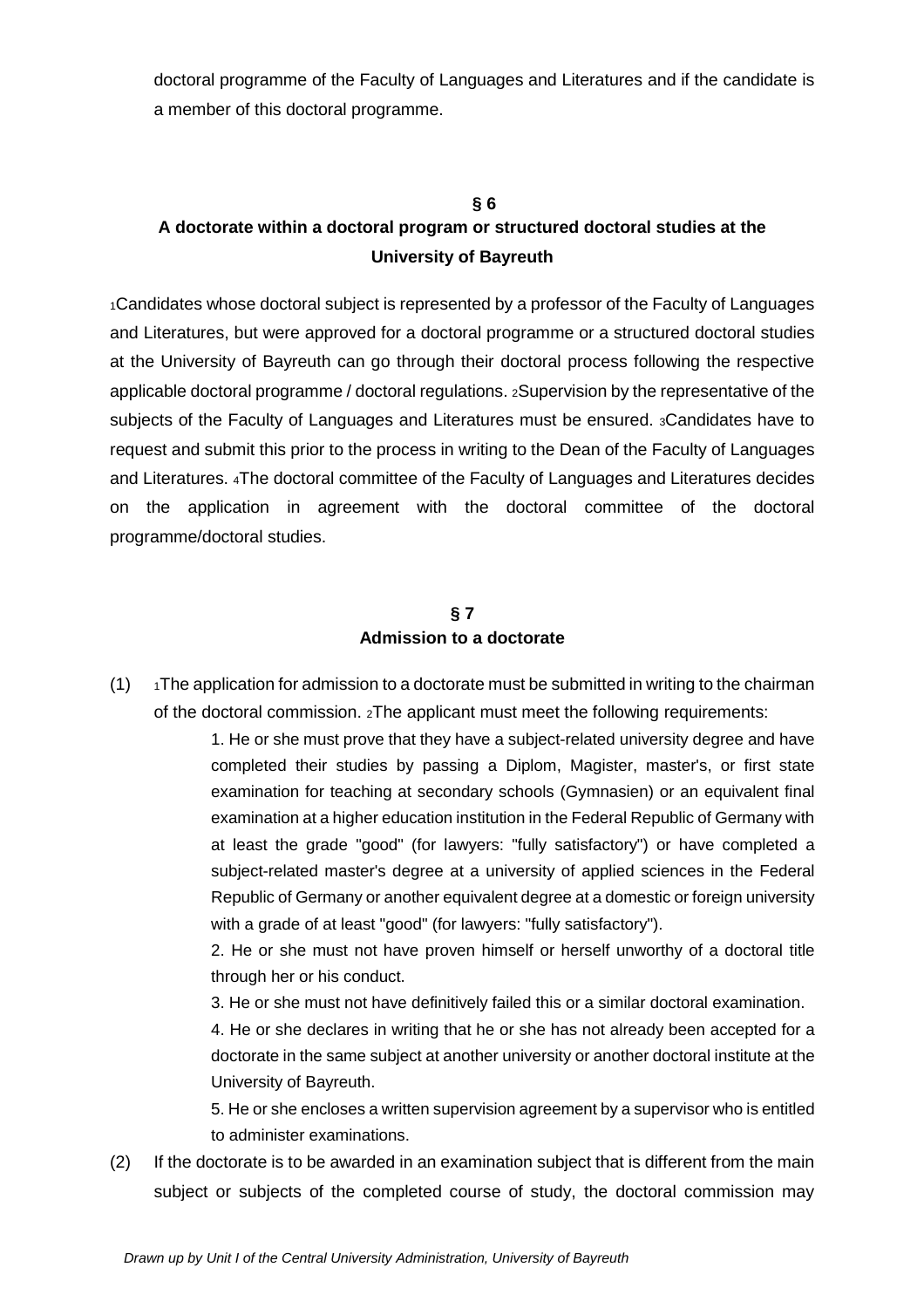doctoral programme of the Faculty of Languages and Literatures and if the candidate is a member of this doctoral programme.

## § 6
## A doctorate within a doctoral program or structured doctoral studies at the University of Bayreuth

[1]Candidates whose doctoral subject is represented by a professor of the Faculty of Languages and Literatures, but were approved for a doctoral programme or a structured doctoral studies at the University of Bayreuth can go through their doctoral process following the respective applicable doctoral programme / doctoral regulations. [2]Supervision by the representative of the subjects of the Faculty of Languages and Literatures must be ensured. [3]Candidates have to request and submit this prior to the process in writing to the Dean of the Faculty of Languages and Literatures. [4]The doctoral committee of the Faculty of Languages and Literatures decides on the application in agreement with the doctoral committee of the doctoral programme/doctoral studies.

## § 7
## Admission to a doctorate

(1) [1]The application for admission to a doctorate must be submitted in writing to the chairman of the doctoral commission. [2]The applicant must meet the following requirements:

1. He or she must prove that they have a subject-related university degree and have completed their studies by passing a Diplom, Magister, master's, or first state examination for teaching at secondary schools (Gymnasien) or an equivalent final examination at a higher education institution in the Federal Republic of Germany with at least the grade "good" (for lawyers: "fully satisfactory") or have completed a subject-related master's degree at a university of applied sciences in the Federal Republic of Germany or another equivalent degree at a domestic or foreign university with a grade of at least "good" (for lawyers: "fully satisfactory").
2. He or she must not have proven himself or herself unworthy of a doctoral title through her or his conduct.
3. He or she must not have definitively failed this or a similar doctoral examination.
4. He or she declares in writing that he or she has not already been accepted for a doctorate in the same subject at another university or another doctoral institute at the University of Bayreuth.
5. He or she encloses a written supervision agreement by a supervisor who is entitled to administer examinations.

(2) If the doctorate is to be awarded in an examination subject that is different from the main subject or subjects of the completed course of study, the doctoral commission may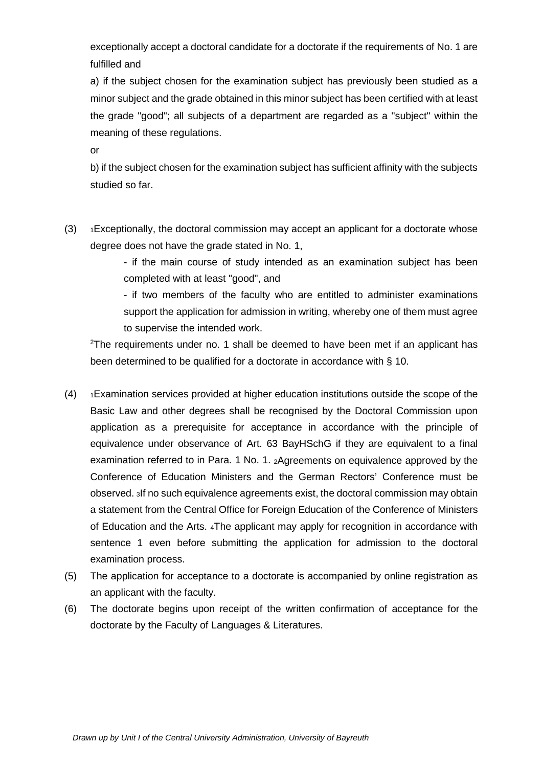exceptionally accept a doctoral candidate for a doctorate if the requirements of No. 1 are fulfilled and

a) if the subject chosen for the examination subject has previously been studied as a minor subject and the grade obtained in this minor subject has been certified with at least the grade "good"; all subjects of a department are regarded as a "subject" within the meaning of these regulations.

or

b) if the subject chosen for the examination subject has sufficient affinity with the subjects studied so far.

(3) [1]Exceptionally, the doctoral commission may accept an applicant for a doctorate whose degree does not have the grade stated in No. 1,

- if the main course of study intended as an examination subject has been completed with at least "good", and
- if two members of the faculty who are entitled to administer examinations support the application for admission in writing, whereby one of them must agree to supervise the intended work.

[2]The requirements under no. 1 shall be deemed to have been met if an applicant has been determined to be qualified for a doctorate in accordance with § 10.

(4) [1]Examination services provided at higher education institutions outside the scope of the Basic Law and other degrees shall be recognised by the Doctoral Commission upon application as a prerequisite for acceptance in accordance with the principle of equivalence under observance of Art. 63 BayHSchG if they are equivalent to a final examination referred to in Para. 1 No. 1. [2]Agreements on equivalence approved by the Conference of Education Ministers and the German Rectors' Conference must be observed. [3]If no such equivalence agreements exist, the doctoral commission may obtain a statement from the Central Office for Foreign Education of the Conference of Ministers of Education and the Arts. [4]The applicant may apply for recognition in accordance with sentence 1 even before submitting the application for admission to the doctoral examination process.

(5) The application for acceptance to a doctorate is accompanied by online registration as an applicant with the faculty.

(6) The doctorate begins upon receipt of the written confirmation of acceptance for the doctorate by the Faculty of Languages & Literatures.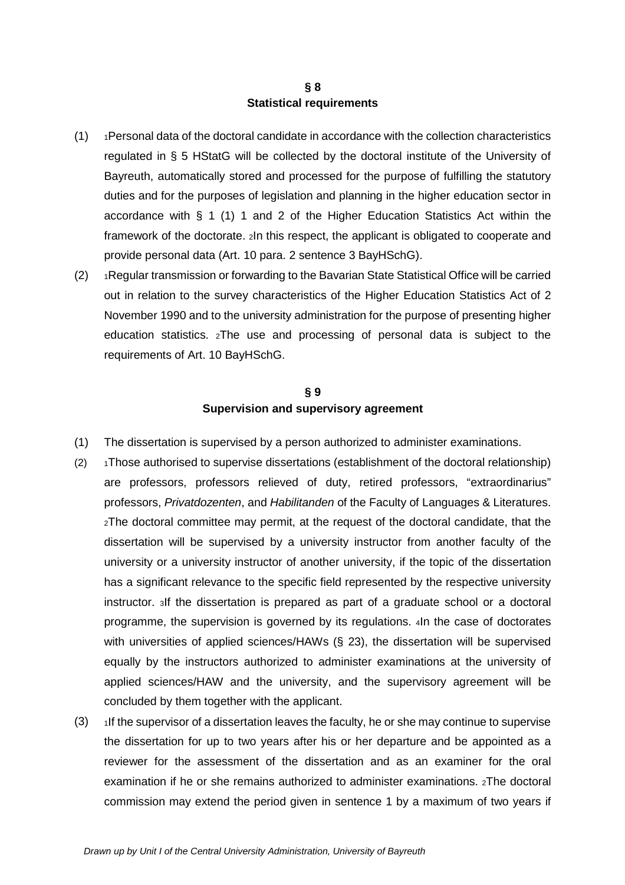## § 8
## Statistical requirements

(1) [1]Personal data of the doctoral candidate in accordance with the collection characteristics regulated in § 5 HStatG will be collected by the doctoral institute of the University of Bayreuth, automatically stored and processed for the purpose of fulfilling the statutory duties and for the purposes of legislation and planning in the higher education sector in accordance with § 1 (1) 1 and 2 of the Higher Education Statistics Act within the framework of the doctorate. [2]In this respect, the applicant is obligated to cooperate and provide personal data (Art. 10 para. 2 sentence 3 BayHSchG).

(2) [1]Regular transmission or forwarding to the Bavarian State Statistical Office will be carried out in relation to the survey characteristics of the Higher Education Statistics Act of 2 November 1990 and to the university administration for the purpose of presenting higher education statistics. [2]The use and processing of personal data is subject to the requirements of Art. 10 BayHSchG.

## § 9
## Supervision and supervisory agreement

(1) The dissertation is supervised by a person authorized to administer examinations.

(2) [1]Those authorised to supervise dissertations (establishment of the doctoral relationship) are professors, professors relieved of duty, retired professors, "extraordinarius" professors, *Privatdozenten*, and *Habilitanden* of the Faculty of Languages & Literatures. [2]The doctoral committee may permit, at the request of the doctoral candidate, that the dissertation will be supervised by a university instructor from another faculty of the university or a university instructor of another university, if the topic of the dissertation has a significant relevance to the specific field represented by the respective university instructor. [3]If the dissertation is prepared as part of a graduate school or a doctoral programme, the supervision is governed by its regulations. [4]In the case of doctorates with universities of applied sciences/HAWs (§ 23), the dissertation will be supervised equally by the instructors authorized to administer examinations at the university of applied sciences/HAW and the university, and the supervisory agreement will be concluded by them together with the applicant.

(3) [1]If the supervisor of a dissertation leaves the faculty, he or she may continue to supervise the dissertation for up to two years after his or her departure and be appointed as a reviewer for the assessment of the dissertation and as an examiner for the oral examination if he or she remains authorized to administer examinations. [2]The doctoral commission may extend the period given in sentence 1 by a maximum of two years if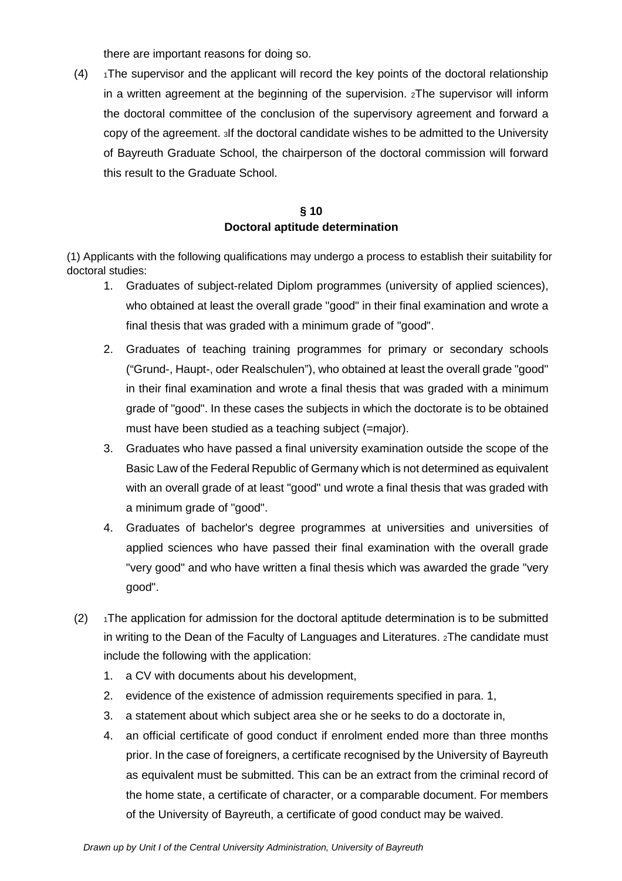there are important reasons for doing so.

(4) 1The supervisor and the applicant will record the key points of the doctoral relationship in a written agreement at the beginning of the supervision. 2The supervisor will inform the doctoral committee of the conclusion of the supervisory agreement and forward a copy of the agreement. 3If the doctoral candidate wishes to be admitted to the University of Bayreuth Graduate School, the chairperson of the doctoral commission will forward this result to the Graduate School.

## § 10
## Doctoral aptitude determination

(1) Applicants with the following qualifications may undergo a process to establish their suitability for doctoral studies:

1. Graduates of subject-related Diplom programmes (university of applied sciences), who obtained at least the overall grade "good" in their final examination and wrote a final thesis that was graded with a minimum grade of "good".
2. Graduates of teaching training programmes for primary or secondary schools ("Grund-, Haupt-, oder Realschulen"), who obtained at least the overall grade "good" in their final examination and wrote a final thesis that was graded with a minimum grade of "good". In these cases the subjects in which the doctorate is to be obtained must have been studied as a teaching subject (=major).
3. Graduates who have passed a final university examination outside the scope of the Basic Law of the Federal Republic of Germany which is not determined as equivalent with an overall grade of at least "good" und wrote a final thesis that was graded with a minimum grade of "good".
4. Graduates of bachelor's degree programmes at universities and universities of applied sciences who have passed their final examination with the overall grade "very good" and who have written a final thesis which was awarded the grade "very good".

(2) 1The application for admission for the doctoral aptitude determination is to be submitted in writing to the Dean of the Faculty of Languages and Literatures. 2The candidate must include the following with the application:

1. a CV with documents about his development,
2. evidence of the existence of admission requirements specified in para. 1,
3. a statement about which subject area she or he seeks to do a doctorate in,
4. an official certificate of good conduct if enrolment ended more than three months prior. In the case of foreigners, a certificate recognised by the University of Bayreuth as equivalent must be submitted. This can be an extract from the criminal record of the home state, a certificate of character, or a comparable document. For members of the University of Bayreuth, a certificate of good conduct may be waived.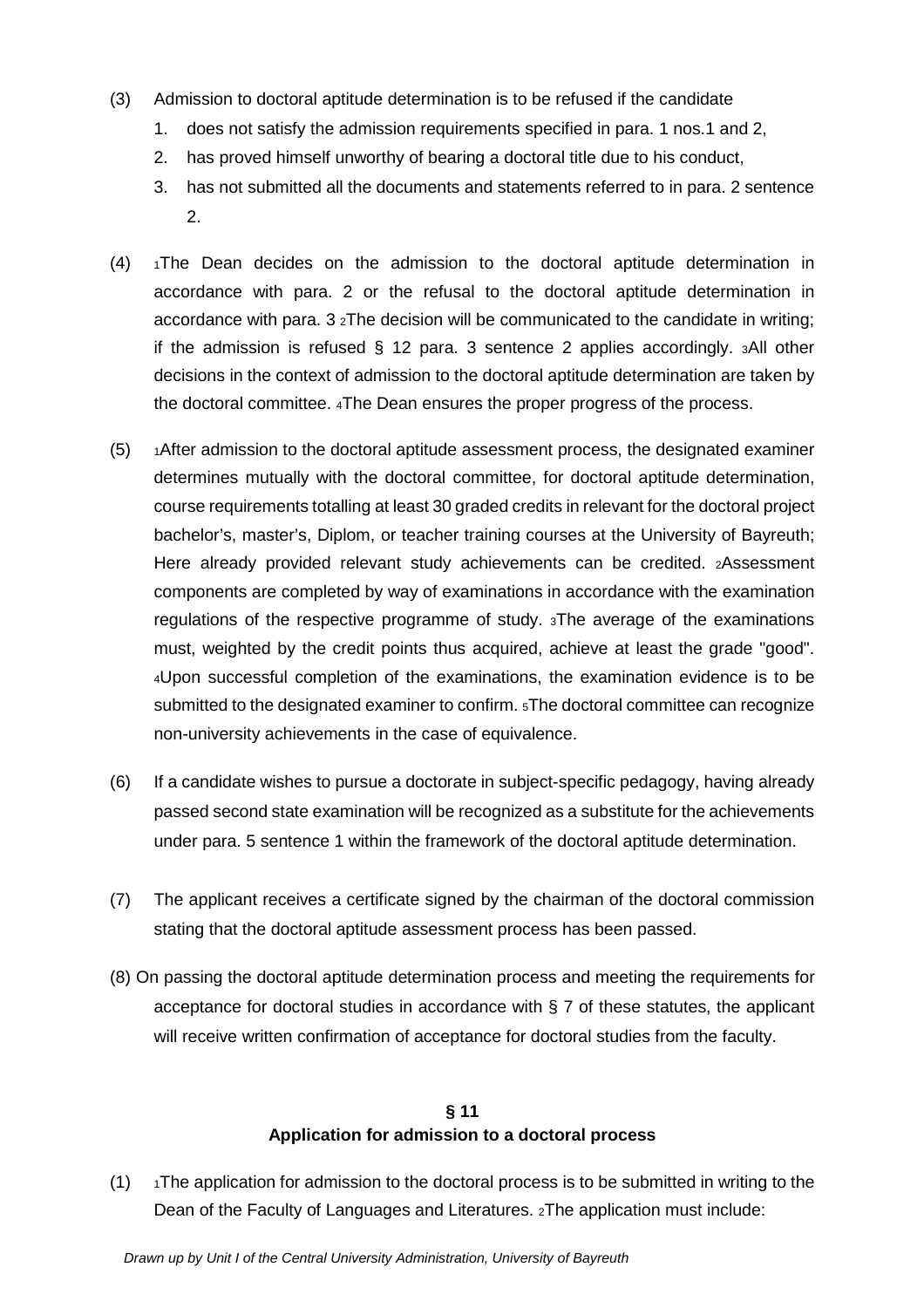(3) Admission to doctoral aptitude determination is to be refused if the candidate

1. does not satisfy the admission requirements specified in para. 1 nos.1 and 2,
2. has proved himself unworthy of bearing a doctoral title due to his conduct,
3. has not submitted all the documents and statements referred to in para. 2 sentence 2.

(4) 1The Dean decides on the admission to the doctoral aptitude determination in accordance with para. 2 or the refusal to the doctoral aptitude determination in accordance with para. 3 2The decision will be communicated to the candidate in writing; if the admission is refused § 12 para. 3 sentence 2 applies accordingly. 3All other decisions in the context of admission to the doctoral aptitude determination are taken by the doctoral committee. 4The Dean ensures the proper progress of the process.

(5) 1After admission to the doctoral aptitude assessment process, the designated examiner determines mutually with the doctoral committee, for doctoral aptitude determination, course requirements totalling at least 30 graded credits in relevant for the doctoral project bachelor's, master's, Diplom, or teacher training courses at the University of Bayreuth; Here already provided relevant study achievements can be credited. 2Assessment components are completed by way of examinations in accordance with the examination regulations of the respective programme of study. 3The average of the examinations must, weighted by the credit points thus acquired, achieve at least the grade "good". 4Upon successful completion of the examinations, the examination evidence is to be submitted to the designated examiner to confirm. 5The doctoral committee can recognize non-university achievements in the case of equivalence.

(6) If a candidate wishes to pursue a doctorate in subject-specific pedagogy, having already passed second state examination will be recognized as a substitute for the achievements under para. 5 sentence 1 within the framework of the doctoral aptitude determination.

(7) The applicant receives a certificate signed by the chairman of the doctoral commission stating that the doctoral aptitude assessment process has been passed.

(8) On passing the doctoral aptitude determination process and meeting the requirements for acceptance for doctoral studies in accordance with § 7 of these statutes, the applicant will receive written confirmation of acceptance for doctoral studies from the faculty.

## § 11
## Application for admission to a doctoral process

(1) 1The application for admission to the doctoral process is to be submitted in writing to the Dean of the Faculty of Languages and Literatures. 2The application must include: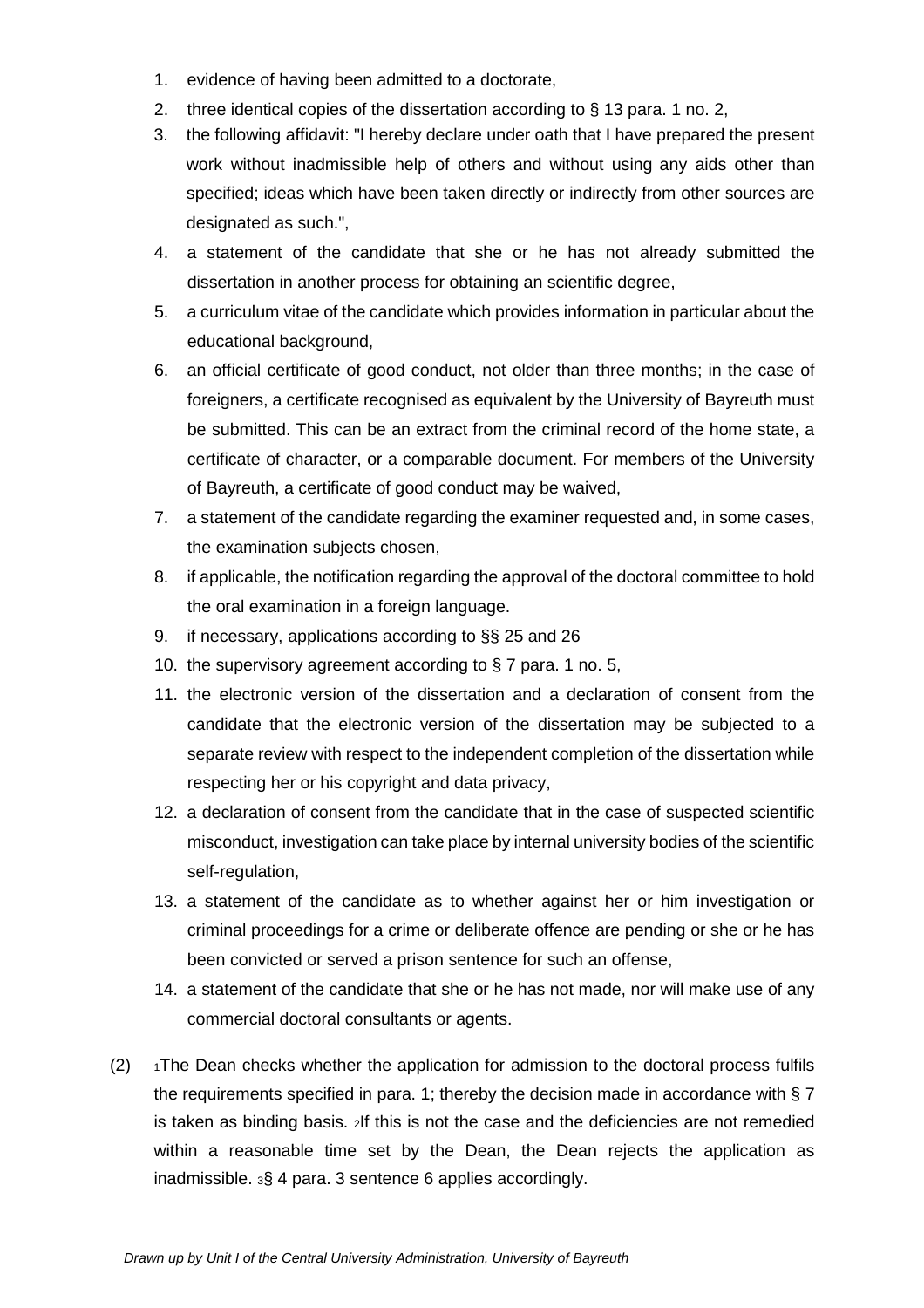1. evidence of having been admitted to a doctorate,
2. three identical copies of the dissertation according to § 13 para. 1 no. 2,
3. the following affidavit: "I hereby declare under oath that I have prepared the present work without inadmissible help of others and without using any aids other than specified; ideas which have been taken directly or indirectly from other sources are designated as such.",
4. a statement of the candidate that she or he has not already submitted the dissertation in another process for obtaining an scientific degree,
5. a curriculum vitae of the candidate which provides information in particular about the educational background,
6. an official certificate of good conduct, not older than three months; in the case of foreigners, a certificate recognised as equivalent by the University of Bayreuth must be submitted. This can be an extract from the criminal record of the home state, a certificate of character, or a comparable document. For members of the University of Bayreuth, a certificate of good conduct may be waived,
7. a statement of the candidate regarding the examiner requested and, in some cases, the examination subjects chosen,
8. if applicable, the notification regarding the approval of the doctoral committee to hold the oral examination in a foreign language.
9. if necessary, applications according to §§ 25 and 26
10. the supervisory agreement according to § 7 para. 1 no. 5,
11. the electronic version of the dissertation and a declaration of consent from the candidate that the electronic version of the dissertation may be subjected to a separate review with respect to the independent completion of the dissertation while respecting her or his copyright and data privacy,
12. a declaration of consent from the candidate that in the case of suspected scientific misconduct, investigation can take place by internal university bodies of the scientific self-regulation,
13. a statement of the candidate as to whether against her or him investigation or criminal proceedings for a crime or deliberate offence are pending or she or he has been convicted or served a prison sentence for such an offense,
14. a statement of the candidate that she or he has not made, nor will make use of any commercial doctoral consultants or agents.

(2) [1]The Dean checks whether the application for admission to the doctoral process fulfils the requirements specified in para. 1; thereby the decision made in accordance with § 7 is taken as binding basis. [2]If this is not the case and the deficiencies are not remedied within a reasonable time set by the Dean, the Dean rejects the application as inadmissible. [3]§ 4 para. 3 sentence 6 applies accordingly.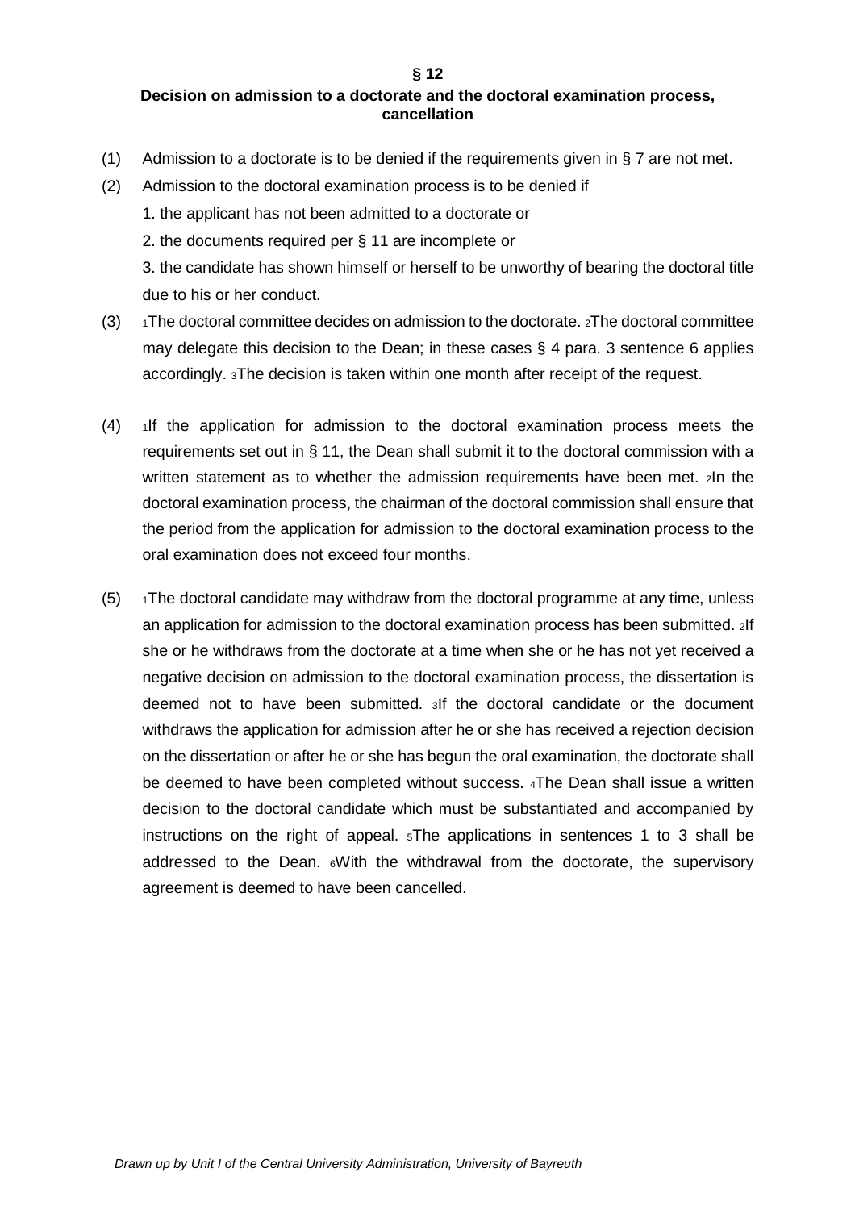**§ 12**

**Decision on admission to a doctorate and the doctoral examination process, cancellation**

(1) Admission to a doctorate is to be denied if the requirements given in § 7 are not met.

(2) Admission to the doctoral examination process is to be denied if

1. the applicant has not been admitted to a doctorate or
2. the documents required per § 11 are incomplete or
3. the candidate has shown himself or herself to be unworthy of bearing the doctoral title due to his or her conduct.

(3) [1]The doctoral committee decides on admission to the doctorate. [2]The doctoral committee may delegate this decision to the Dean; in these cases § 4 para. 3 sentence 6 applies accordingly. [3]The decision is taken within one month after receipt of the request.

(4) [1]If the application for admission to the doctoral examination process meets the requirements set out in § 11, the Dean shall submit it to the doctoral commission with a written statement as to whether the admission requirements have been met. [2]In the doctoral examination process, the chairman of the doctoral commission shall ensure that the period from the application for admission to the doctoral examination process to the oral examination does not exceed four months.

(5) [1]The doctoral candidate may withdraw from the doctoral programme at any time, unless an application for admission to the doctoral examination process has been submitted. [2]If she or he withdraws from the doctorate at a time when she or he has not yet received a negative decision on admission to the doctoral examination process, the dissertation is deemed not to have been submitted. [3]If the doctoral candidate or the document withdraws the application for admission after he or she has received a rejection decision on the dissertation or after he or she has begun the oral examination, the doctorate shall be deemed to have been completed without success. [4]The Dean shall issue a written decision to the doctoral candidate which must be substantiated and accompanied by instructions on the right of appeal. [5]The applications in sentences 1 to 3 shall be addressed to the Dean. [6]With the withdrawal from the doctorate, the supervisory agreement is deemed to have been cancelled.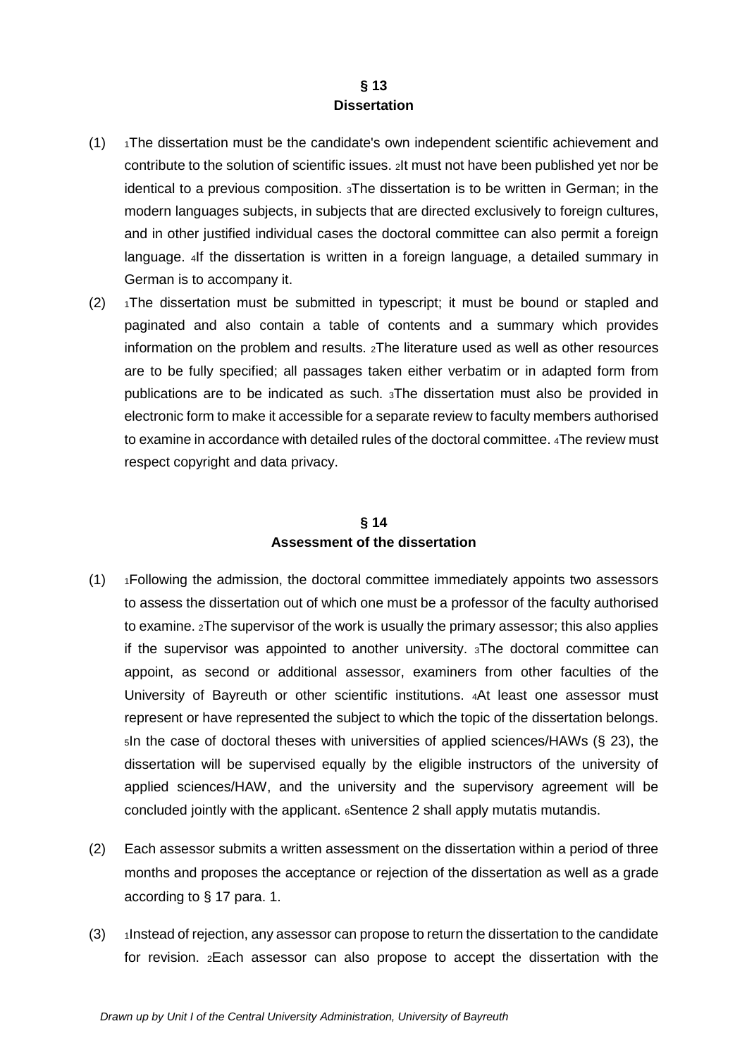## § 13
## Dissertation

(1) [1]The dissertation must be the candidate's own independent scientific achievement and contribute to the solution of scientific issues. [2]It must not have been published yet nor be identical to a previous composition. [3]The dissertation is to be written in German; in the modern languages subjects, in subjects that are directed exclusively to foreign cultures, and in other justified individual cases the doctoral committee can also permit a foreign language. [4]If the dissertation is written in a foreign language, a detailed summary in German is to accompany it.

(2) [1]The dissertation must be submitted in typescript; it must be bound or stapled and paginated and also contain a table of contents and a summary which provides information on the problem and results. [2]The literature used as well as other resources are to be fully specified; all passages taken either verbatim or in adapted form from publications are to be indicated as such. [3]The dissertation must also be provided in electronic form to make it accessible for a separate review to faculty members authorised to examine in accordance with detailed rules of the doctoral committee. [4]The review must respect copyright and data privacy.

## § 14
## Assessment of the dissertation

(1) [1]Following the admission, the doctoral committee immediately appoints two assessors to assess the dissertation out of which one must be a professor of the faculty authorised to examine. [2]The supervisor of the work is usually the primary assessor; this also applies if the supervisor was appointed to another university. [3]The doctoral committee can appoint, as second or additional assessor, examiners from other faculties of the University of Bayreuth or other scientific institutions. [4]At least one assessor must represent or have represented the subject to which the topic of the dissertation belongs. [5]In the case of doctoral theses with universities of applied sciences/HAWs (§ 23), the dissertation will be supervised equally by the eligible instructors of the university of applied sciences/HAW, and the university and the supervisory agreement will be concluded jointly with the applicant. [6]Sentence 2 shall apply mutatis mutandis.

(2) Each assessor submits a written assessment on the dissertation within a period of three months and proposes the acceptance or rejection of the dissertation as well as a grade according to § 17 para. 1.

(3) [1]Instead of rejection, any assessor can propose to return the dissertation to the candidate for revision. [2]Each assessor can also propose to accept the dissertation with the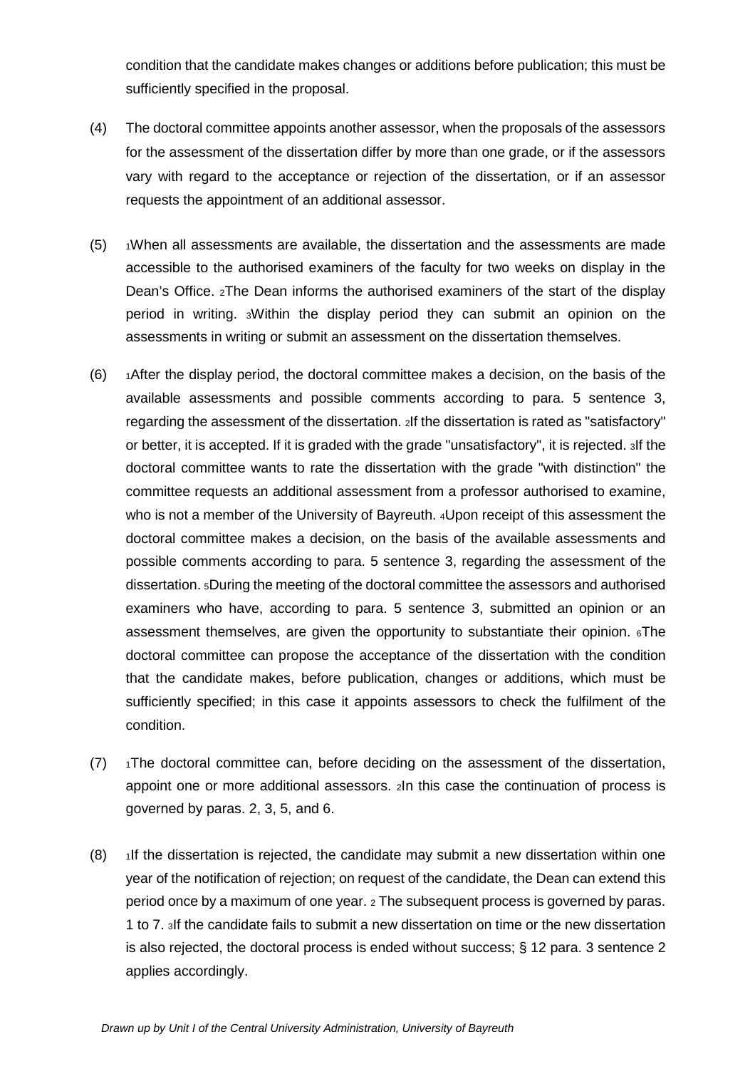condition that the candidate makes changes or additions before publication; this must be sufficiently specified in the proposal.

(4) The doctoral committee appoints another assessor, when the proposals of the assessors for the assessment of the dissertation differ by more than one grade, or if the assessors vary with regard to the acceptance or rejection of the dissertation, or if an assessor requests the appointment of an additional assessor.

(5) 1When all assessments are available, the dissertation and the assessments are made accessible to the authorised examiners of the faculty for two weeks on display in the Dean's Office. 2The Dean informs the authorised examiners of the start of the display period in writing. 3Within the display period they can submit an opinion on the assessments in writing or submit an assessment on the dissertation themselves.

(6) 1After the display period, the doctoral committee makes a decision, on the basis of the available assessments and possible comments according to para. 5 sentence 3, regarding the assessment of the dissertation. 2If the dissertation is rated as "satisfactory" or better, it is accepted. If it is graded with the grade "unsatisfactory", it is rejected. 3If the doctoral committee wants to rate the dissertation with the grade "with distinction" the committee requests an additional assessment from a professor authorised to examine, who is not a member of the University of Bayreuth. 4Upon receipt of this assessment the doctoral committee makes a decision, on the basis of the available assessments and possible comments according to para. 5 sentence 3, regarding the assessment of the dissertation. 5During the meeting of the doctoral committee the assessors and authorised examiners who have, according to para. 5 sentence 3, submitted an opinion or an assessment themselves, are given the opportunity to substantiate their opinion. 6The doctoral committee can propose the acceptance of the dissertation with the condition that the candidate makes, before publication, changes or additions, which must be sufficiently specified; in this case it appoints assessors to check the fulfilment of the condition.

(7) 1The doctoral committee can, before deciding on the assessment of the dissertation, appoint one or more additional assessors. 2In this case the continuation of process is governed by paras. 2, 3, 5, and 6.

(8) 1If the dissertation is rejected, the candidate may submit a new dissertation within one year of the notification of rejection; on request of the candidate, the Dean can extend this period once by a maximum of one year. 2 The subsequent process is governed by paras. 1 to 7. 3If the candidate fails to submit a new dissertation on time or the new dissertation is also rejected, the doctoral process is ended without success; § 12 para. 3 sentence 2 applies accordingly.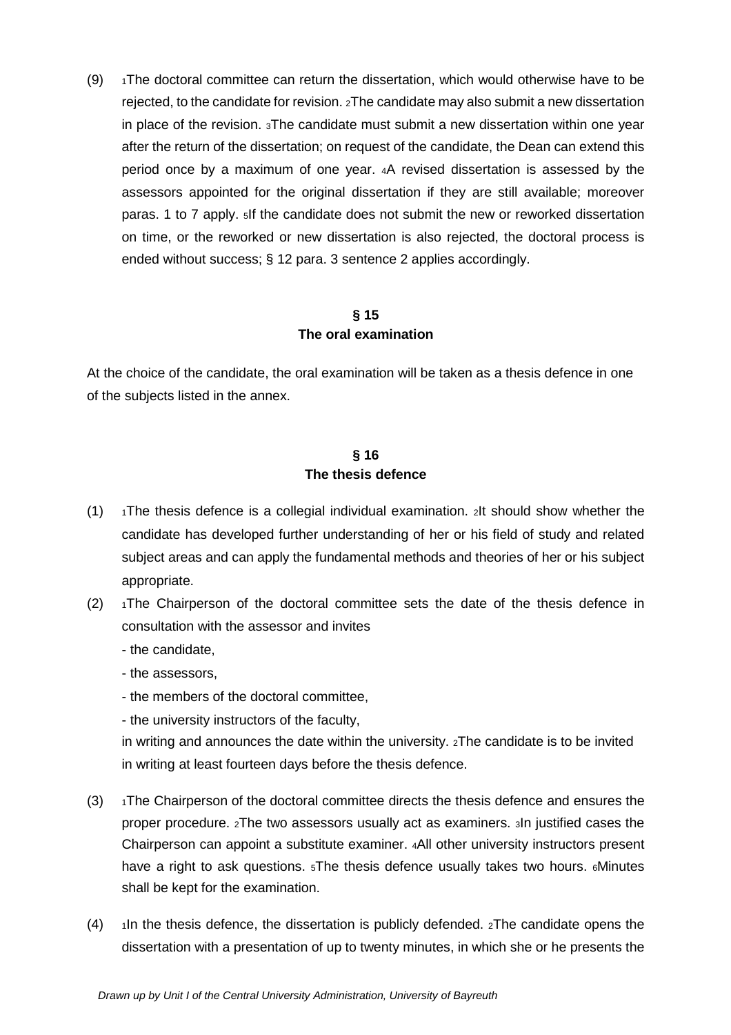(9) [1]The doctoral committee can return the dissertation, which would otherwise have to be rejected, to the candidate for revision. [2]The candidate may also submit a new dissertation in place of the revision. [3]The candidate must submit a new dissertation within one year after the return of the dissertation; on request of the candidate, the Dean can extend this period once by a maximum of one year. [4]A revised dissertation is assessed by the assessors appointed for the original dissertation if they are still available; moreover paras. 1 to 7 apply. [5]If the candidate does not submit the new or reworked dissertation on time, or the reworked or new dissertation is also rejected, the doctoral process is ended without success; § 12 para. 3 sentence 2 applies accordingly.

## § 15
## The oral examination

At the choice of the candidate, the oral examination will be taken as a thesis defence in one of the subjects listed in the annex.

## § 16
## The thesis defence

(1) [1]The thesis defence is a collegial individual examination. [2]It should show whether the candidate has developed further understanding of her or his field of study and related subject areas and can apply the fundamental methods and theories of her or his subject appropriate.

(2) [1]The Chairperson of the doctoral committee sets the date of the thesis defence in consultation with the assessor and invites

- the candidate,
- the assessors,
- the members of the doctoral committee,
- the university instructors of the faculty,

in writing and announces the date within the university. [2]The candidate is to be invited in writing at least fourteen days before the thesis defence.

(3) [1]The Chairperson of the doctoral committee directs the thesis defence and ensures the proper procedure. [2]The two assessors usually act as examiners. [3]In justified cases the Chairperson can appoint a substitute examiner. [4]All other university instructors present have a right to ask questions. [5]The thesis defence usually takes two hours. [6]Minutes shall be kept for the examination.

(4) [1]In the thesis defence, the dissertation is publicly defended. [2]The candidate opens the dissertation with a presentation of up to twenty minutes, in which she or he presents the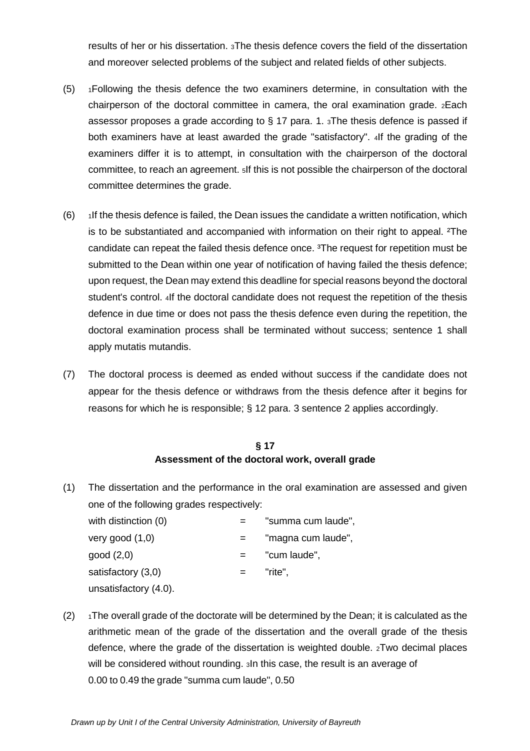results of her or his dissertation. 3The thesis defence covers the field of the dissertation and moreover selected problems of the subject and related fields of other subjects.

(5) 1Following the thesis defence the two examiners determine, in consultation with the chairperson of the doctoral committee in camera, the oral examination grade. 2Each assessor proposes a grade according to § 17 para. 1. 3The thesis defence is passed if both examiners have at least awarded the grade "satisfactory". 4If the grading of the examiners differ it is to attempt, in consultation with the chairperson of the doctoral committee, to reach an agreement. 5If this is not possible the chairperson of the doctoral committee determines the grade.

(6) 1If the thesis defence is failed, the Dean issues the candidate a written notification, which is to be substantiated and accompanied with information on their right to appeal. 2The candidate can repeat the failed thesis defence once. 3The request for repetition must be submitted to the Dean within one year of notification of having failed the thesis defence; upon request, the Dean may extend this deadline for special reasons beyond the doctoral student's control. 4If the doctoral candidate does not request the repetition of the thesis defence in due time or does not pass the thesis defence even during the repetition, the doctoral examination process shall be terminated without success; sentence 1 shall apply mutatis mutandis.

(7) The doctoral process is deemed as ended without success if the candidate does not appear for the thesis defence or withdraws from the thesis defence after it begins for reasons for which he is responsible; § 12 para. 3 sentence 2 applies accordingly.

## § 17
## Assessment of the doctoral work, overall grade

(1) The dissertation and the performance in the oral examination are assessed and given one of the following grades respectively:

with distinction (0) = "summa cum laude",
very good (1,0) = "magna cum laude",
good (2,0) = "cum laude",
satisfactory (3,0) = "rite",
unsatisfactory (4.0).

(2) 1The overall grade of the doctorate will be determined by the Dean; it is calculated as the arithmetic mean of the grade of the dissertation and the overall grade of the thesis defence, where the grade of the dissertation is weighted double. 2Two decimal places will be considered without rounding. 3In this case, the result is an average of
0.00 to 0.49 the grade "summa cum laude", 0.50

*Drawn up by Unit I of the Central University Administration, University of Bayreuth*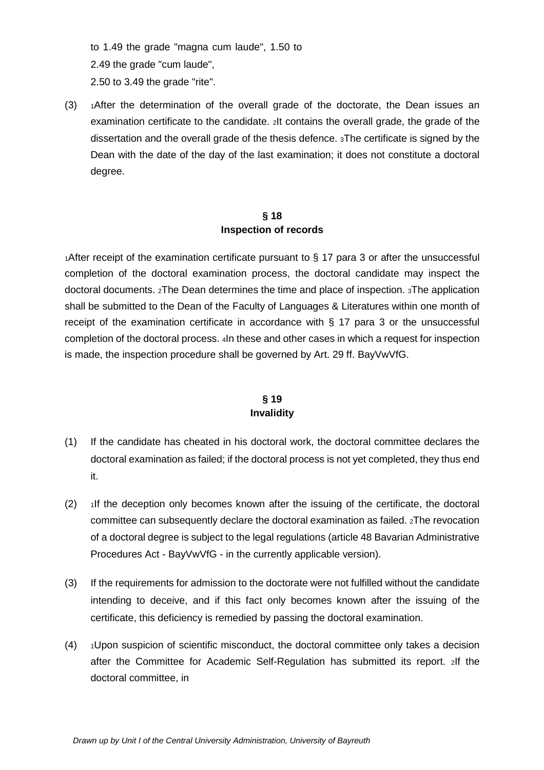to 1.49 the grade "magna cum laude", 1.50 to
2.49 the grade "cum laude",
2.50 to 3.49 the grade "rite".

(3) [1]After the determination of the overall grade of the doctorate, the Dean issues an examination certificate to the candidate. [2]It contains the overall grade, the grade of the dissertation and the overall grade of the thesis defence. [3]The certificate is signed by the Dean with the date of the day of the last examination; it does not constitute a doctoral degree.

**§ 18**
**Inspection of records**

[1]After receipt of the examination certificate pursuant to § 17 para 3 or after the unsuccessful completion of the doctoral examination process, the doctoral candidate may inspect the doctoral documents. [2]The Dean determines the time and place of inspection. [3]The application shall be submitted to the Dean of the Faculty of Languages & Literatures within one month of receipt of the examination certificate in accordance with § 17 para 3 or the unsuccessful completion of the doctoral process. [4]In these and other cases in which a request for inspection is made, the inspection procedure shall be governed by Art. 29 ff. BayVwVfG.

**§ 19**
**Invalidity**

(1) If the candidate has cheated in his doctoral work, the doctoral committee declares the doctoral examination as failed; if the doctoral process is not yet completed, they thus end it.

(2) [1]If the deception only becomes known after the issuing of the certificate, the doctoral committee can subsequently declare the doctoral examination as failed. [2]The revocation of a doctoral degree is subject to the legal regulations (article 48 Bavarian Administrative Procedures Act - BayVwVfG - in the currently applicable version).

(3) If the requirements for admission to the doctorate were not fulfilled without the candidate intending to deceive, and if this fact only becomes known after the issuing of the certificate, this deficiency is remedied by passing the doctoral examination.

(4) [1]Upon suspicion of scientific misconduct, the doctoral committee only takes a decision after the Committee for Academic Self-Regulation has submitted its report. [2]If the doctoral committee, in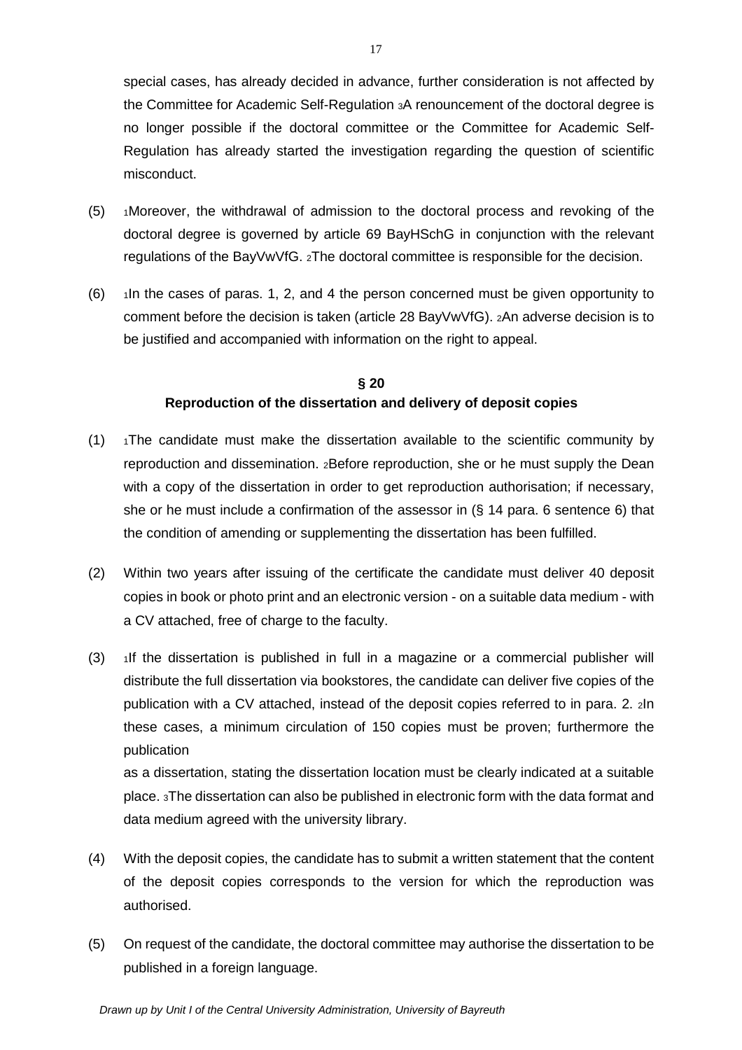special cases, has already decided in advance, further consideration is not affected by the Committee for Academic Self-Regulation [3]A renouncement of the doctoral degree is no longer possible if the doctoral committee or the Committee for Academic Self-Regulation has already started the investigation regarding the question of scientific misconduct.

(5) [1]Moreover, the withdrawal of admission to the doctoral process and revoking of the doctoral degree is governed by article 69 BayHSchG in conjunction with the relevant regulations of the BayVwVfG. [2]The doctoral committee is responsible for the decision.

(6) [1]In the cases of paras. 1, 2, and 4 the person concerned must be given opportunity to comment before the decision is taken (article 28 BayVwVfG). [2]An adverse decision is to be justified and accompanied with information on the right to appeal.

## § 20
## Reproduction of the dissertation and delivery of deposit copies

(1) [1]The candidate must make the dissertation available to the scientific community by reproduction and dissemination. [2]Before reproduction, she or he must supply the Dean with a copy of the dissertation in order to get reproduction authorisation; if necessary, she or he must include a confirmation of the assessor in (§ 14 para. 6 sentence 6) that the condition of amending or supplementing the dissertation has been fulfilled.

(2) Within two years after issuing of the certificate the candidate must deliver 40 deposit copies in book or photo print and an electronic version - on a suitable data medium - with a CV attached, free of charge to the faculty.

(3) [1]If the dissertation is published in full in a magazine or a commercial publisher will distribute the full dissertation via bookstores, the candidate can deliver five copies of the publication with a CV attached, instead of the deposit copies referred to in para. 2. [2]In these cases, a minimum circulation of 150 copies must be proven; furthermore the publication as a dissertation, stating the dissertation location must be clearly indicated at a suitable place. [3]The dissertation can also be published in electronic form with the data format and data medium agreed with the university library.

(4) With the deposit copies, the candidate has to submit a written statement that the content of the deposit copies corresponds to the version for which the reproduction was authorised.

(5) On request of the candidate, the doctoral committee may authorise the dissertation to be published in a foreign language.

*Drawn up by Unit I of the Central University Administration, University of Bayreuth*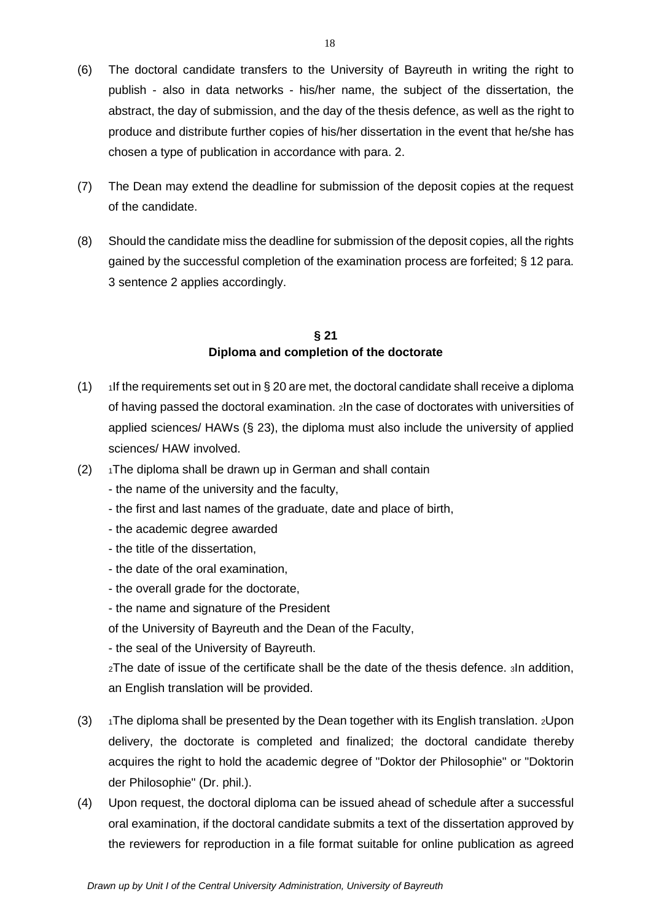(6) The doctoral candidate transfers to the University of Bayreuth in writing the right to publish - also in data networks - his/her name, the subject of the dissertation, the abstract, the day of submission, and the day of the thesis defence, as well as the right to produce and distribute further copies of his/her dissertation in the event that he/she has chosen a type of publication in accordance with para. 2.

(7) The Dean may extend the deadline for submission of the deposit copies at the request of the candidate.

(8) Should the candidate miss the deadline for submission of the deposit copies, all the rights gained by the successful completion of the examination process are forfeited; § 12 para. 3 sentence 2 applies accordingly.

## § 21
## Diploma and completion of the doctorate

(1) [1]If the requirements set out in § 20 are met, the doctoral candidate shall receive a diploma of having passed the doctoral examination. [2]In the case of doctorates with universities of applied sciences/ HAWs (§ 23), the diploma must also include the university of applied sciences/ HAW involved.

(2) [1]The diploma shall be drawn up in German and shall contain

- the name of the university and the faculty,
- the first and last names of the graduate, date and place of birth,
- the academic degree awarded
- the title of the dissertation,
- the date of the oral examination,
- the overall grade for the doctorate,
- the name and signature of the President of the University of Bayreuth and the Dean of the Faculty,
- the seal of the University of Bayreuth.

[2]The date of issue of the certificate shall be the date of the thesis defence. [3]In addition, an English translation will be provided.

(3) [1]The diploma shall be presented by the Dean together with its English translation. [2]Upon delivery, the doctorate is completed and finalized; the doctoral candidate thereby acquires the right to hold the academic degree of "Doktor der Philosophie" or "Doktorin der Philosophie" (Dr. phil.).

(4) Upon request, the doctoral diploma can be issued ahead of schedule after a successful oral examination, if the doctoral candidate submits a text of the dissertation approved by the reviewers for reproduction in a file format suitable for online publication as agreed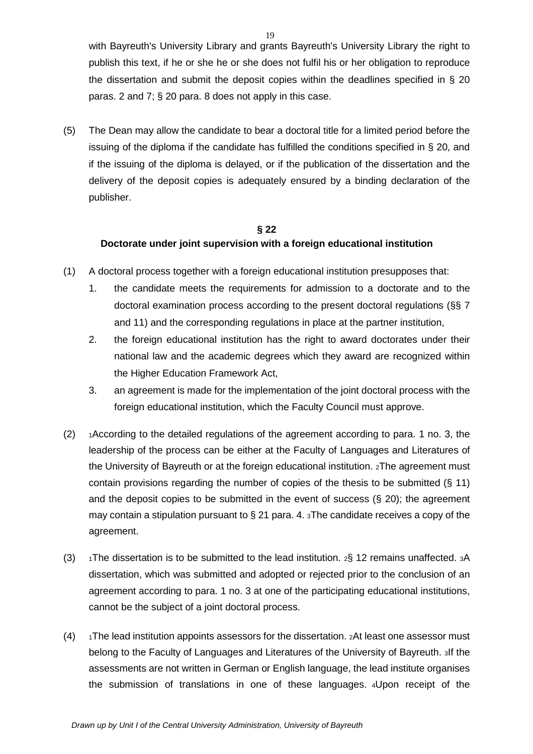with Bayreuth's University Library and grants Bayreuth's University Library the right to publish this text, if he or she he or she does not fulfil his or her obligation to reproduce the dissertation and submit the deposit copies within the deadlines specified in § 20 paras. 2 and 7; § 20 para. 8 does not apply in this case.

(5) The Dean may allow the candidate to bear a doctoral title for a limited period before the issuing of the diploma if the candidate has fulfilled the conditions specified in § 20, and if the issuing of the diploma is delayed, or if the publication of the dissertation and the delivery of the deposit copies is adequately ensured by a binding declaration of the publisher.

## § 22
## Doctorate under joint supervision with a foreign educational institution

(1) A doctoral process together with a foreign educational institution presupposes that:

1. the candidate meets the requirements for admission to a doctorate and to the doctoral examination process according to the present doctoral regulations (§§ 7 and 11) and the corresponding regulations in place at the partner institution,
2. the foreign educational institution has the right to award doctorates under their national law and the academic degrees which they award are recognized within the Higher Education Framework Act,
3. an agreement is made for the implementation of the joint doctoral process with the foreign educational institution, which the Faculty Council must approve.

(2) 1According to the detailed regulations of the agreement according to para. 1 no. 3, the leadership of the process can be either at the Faculty of Languages and Literatures of the University of Bayreuth or at the foreign educational institution. 2The agreement must contain provisions regarding the number of copies of the thesis to be submitted (§ 11) and the deposit copies to be submitted in the event of success (§ 20); the agreement may contain a stipulation pursuant to § 21 para. 4. 3The candidate receives a copy of the agreement.

(3) 1The dissertation is to be submitted to the lead institution. 2§ 12 remains unaffected. 3A dissertation, which was submitted and adopted or rejected prior to the conclusion of an agreement according to para. 1 no. 3 at one of the participating educational institutions, cannot be the subject of a joint doctoral process.

(4) 1The lead institution appoints assessors for the dissertation. 2At least one assessor must belong to the Faculty of Languages and Literatures of the University of Bayreuth. 3If the assessments are not written in German or English language, the lead institute organises the submission of translations in one of these languages. 4Upon receipt of the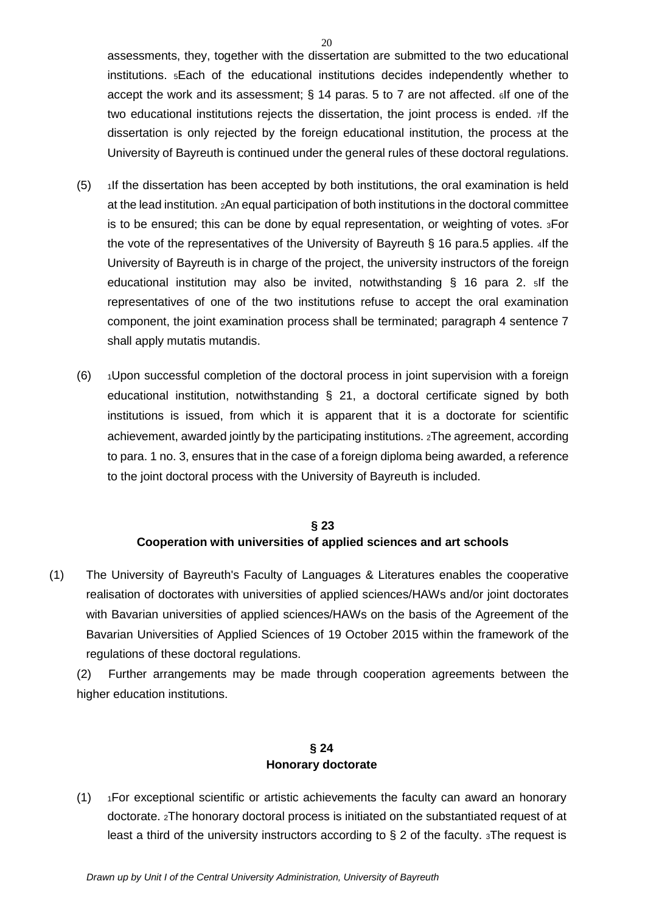assessments, they, together with the dissertation are submitted to the two educational institutions. 5Each of the educational institutions decides independently whether to accept the work and its assessment; § 14 paras. 5 to 7 are not affected. 6If one of the two educational institutions rejects the dissertation, the joint process is ended. 7If the dissertation is only rejected by the foreign educational institution, the process at the University of Bayreuth is continued under the general rules of these doctoral regulations.

(5) 1If the dissertation has been accepted by both institutions, the oral examination is held at the lead institution. 2An equal participation of both institutions in the doctoral committee is to be ensured; this can be done by equal representation, or weighting of votes. 3For the vote of the representatives of the University of Bayreuth § 16 para.5 applies. 4If the University of Bayreuth is in charge of the project, the university instructors of the foreign educational institution may also be invited, notwithstanding § 16 para 2. 5If the representatives of one of the two institutions refuse to accept the oral examination component, the joint examination process shall be terminated; paragraph 4 sentence 7 shall apply mutatis mutandis.

(6) 1Upon successful completion of the doctoral process in joint supervision with a foreign educational institution, notwithstanding § 21, a doctoral certificate signed by both institutions is issued, from which it is apparent that it is a doctorate for scientific achievement, awarded jointly by the participating institutions. 2The agreement, according to para. 1 no. 3, ensures that in the case of a foreign diploma being awarded, a reference to the joint doctoral process with the University of Bayreuth is included.

## § 23
## Cooperation with universities of applied sciences and art schools

(1) The University of Bayreuth's Faculty of Languages & Literatures enables the cooperative realisation of doctorates with universities of applied sciences/HAWs and/or joint doctorates with Bavarian universities of applied sciences/HAWs on the basis of the Agreement of the Bavarian Universities of Applied Sciences of 19 October 2015 within the framework of the regulations of these doctoral regulations.

(2) Further arrangements may be made through cooperation agreements between the higher education institutions.

## § 24
## Honorary doctorate

(1) 1For exceptional scientific or artistic achievements the faculty can award an honorary doctorate. 2The honorary doctoral process is initiated on the substantiated request of at least a third of the university instructors according to § 2 of the faculty. 3The request is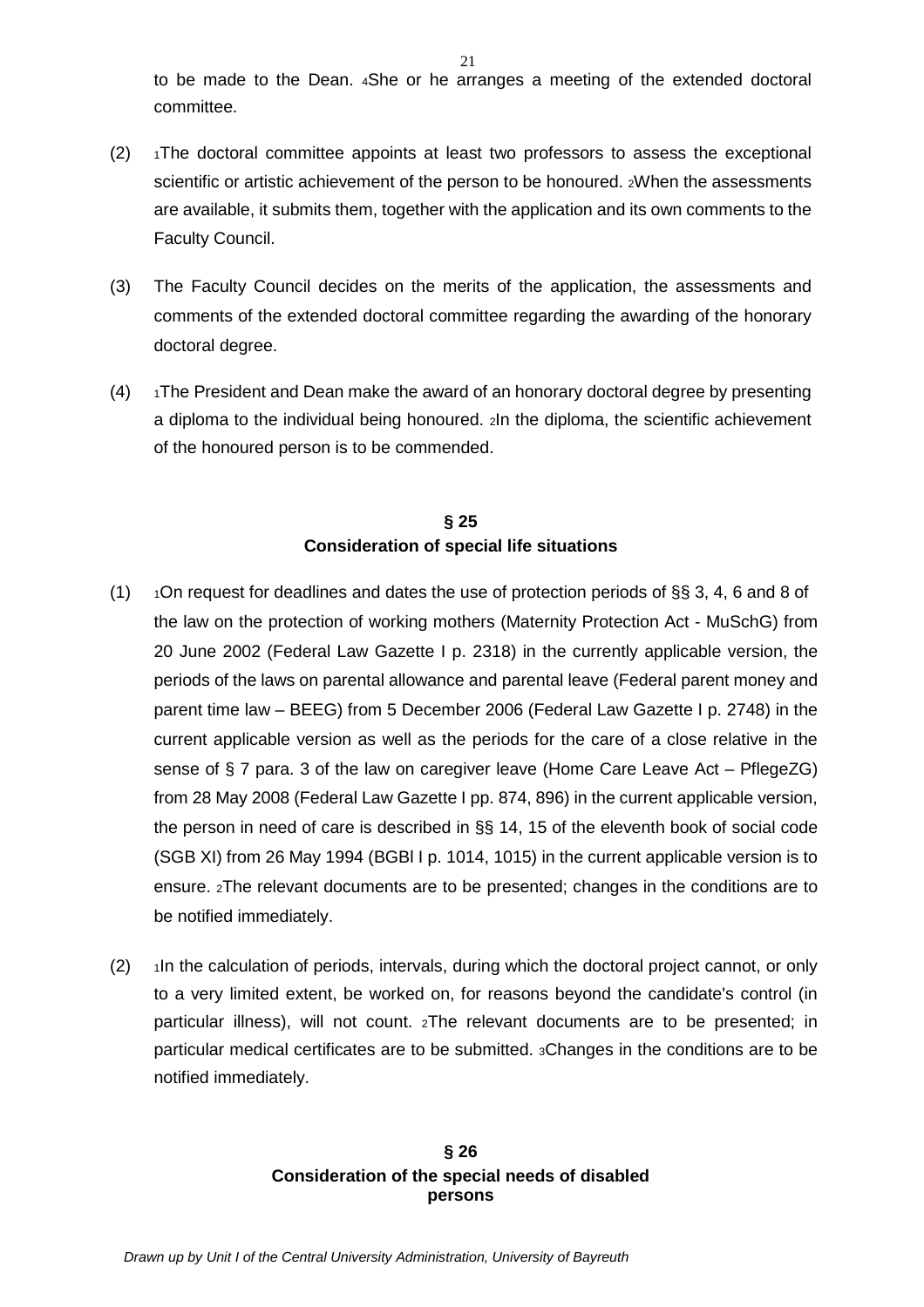to be made to the Dean. 4She or he arranges a meeting of the extended doctoral committee.

(2) 1The doctoral committee appoints at least two professors to assess the exceptional scientific or artistic achievement of the person to be honoured. 2When the assessments are available, it submits them, together with the application and its own comments to the Faculty Council.

(3) The Faculty Council decides on the merits of the application, the assessments and comments of the extended doctoral committee regarding the awarding of the honorary doctoral degree.

(4) 1The President and Dean make the award of an honorary doctoral degree by presenting a diploma to the individual being honoured. 2In the diploma, the scientific achievement of the honoured person is to be commended.

## § 25
## Consideration of special life situations

(1) 1On request for deadlines and dates the use of protection periods of §§ 3, 4, 6 and 8 of the law on the protection of working mothers (Maternity Protection Act - MuSchG) from 20 June 2002 (Federal Law Gazette I p. 2318) in the currently applicable version, the periods of the laws on parental allowance and parental leave (Federal parent money and parent time law – BEEG) from 5 December 2006 (Federal Law Gazette I p. 2748) in the current applicable version as well as the periods for the care of a close relative in the sense of § 7 para. 3 of the law on caregiver leave (Home Care Leave Act – PflegeZG) from 28 May 2008 (Federal Law Gazette I pp. 874, 896) in the current applicable version, the person in need of care is described in §§ 14, 15 of the eleventh book of social code (SGB XI) from 26 May 1994 (BGBl I p. 1014, 1015) in the current applicable version is to ensure. 2The relevant documents are to be presented; changes in the conditions are to be notified immediately.

(2) 1In the calculation of periods, intervals, during which the doctoral project cannot, or only to a very limited extent, be worked on, for reasons beyond the candidate's control (in particular illness), will not count. 2The relevant documents are to be presented; in particular medical certificates are to be submitted. 3Changes in the conditions are to be notified immediately.

## § 26
## Consideration of the special needs of disabled persons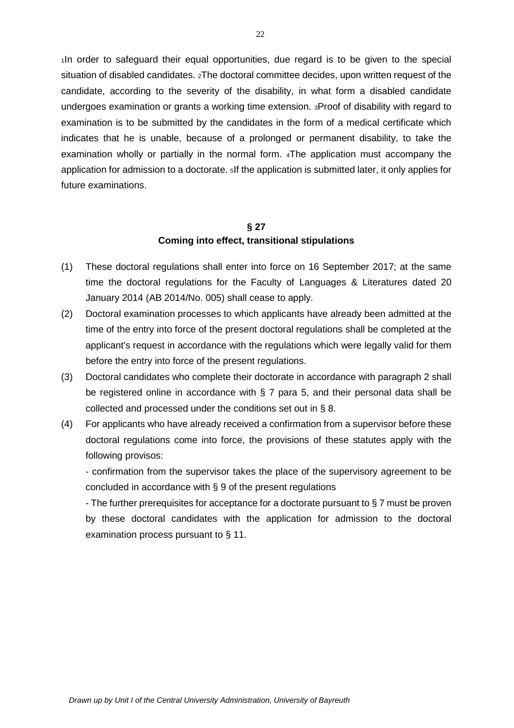[1]In order to safeguard their equal opportunities, due regard is to be given to the special situation of disabled candidates. [2]The doctoral committee decides, upon written request of the candidate, according to the severity of the disability, in what form a disabled candidate undergoes examination or grants a working time extension. [3]Proof of disability with regard to examination is to be submitted by the candidates in the form of a medical certificate which indicates that he is unable, because of a prolonged or permanent disability, to take the examination wholly or partially in the normal form. [4]The application must accompany the application for admission to a doctorate. [5]If the application is submitted later, it only applies for future examinations.

## § 27
## Coming into effect, transitional stipulations

(1) These doctoral regulations shall enter into force on 16 September 2017; at the same time the doctoral regulations for the Faculty of Languages & Literatures dated 20 January 2014 (AB 2014/No. 005) shall cease to apply.

(2) Doctoral examination processes to which applicants have already been admitted at the time of the entry into force of the present doctoral regulations shall be completed at the applicant's request in accordance with the regulations which were legally valid for them before the entry into force of the present regulations.

(3) Doctoral candidates who complete their doctorate in accordance with paragraph 2 shall be registered online in accordance with § 7 para 5, and their personal data shall be collected and processed under the conditions set out in § 8.

(4) For applicants who have already received a confirmation from a supervisor before these doctoral regulations come into force, the provisions of these statutes apply with the following provisos:

- confirmation from the supervisor takes the place of the supervisory agreement to be concluded in accordance with § 9 of the present regulations
- The further prerequisites for acceptance for a doctorate pursuant to § 7 must be proven by these doctoral candidates with the application for admission to the doctoral examination process pursuant to § 11.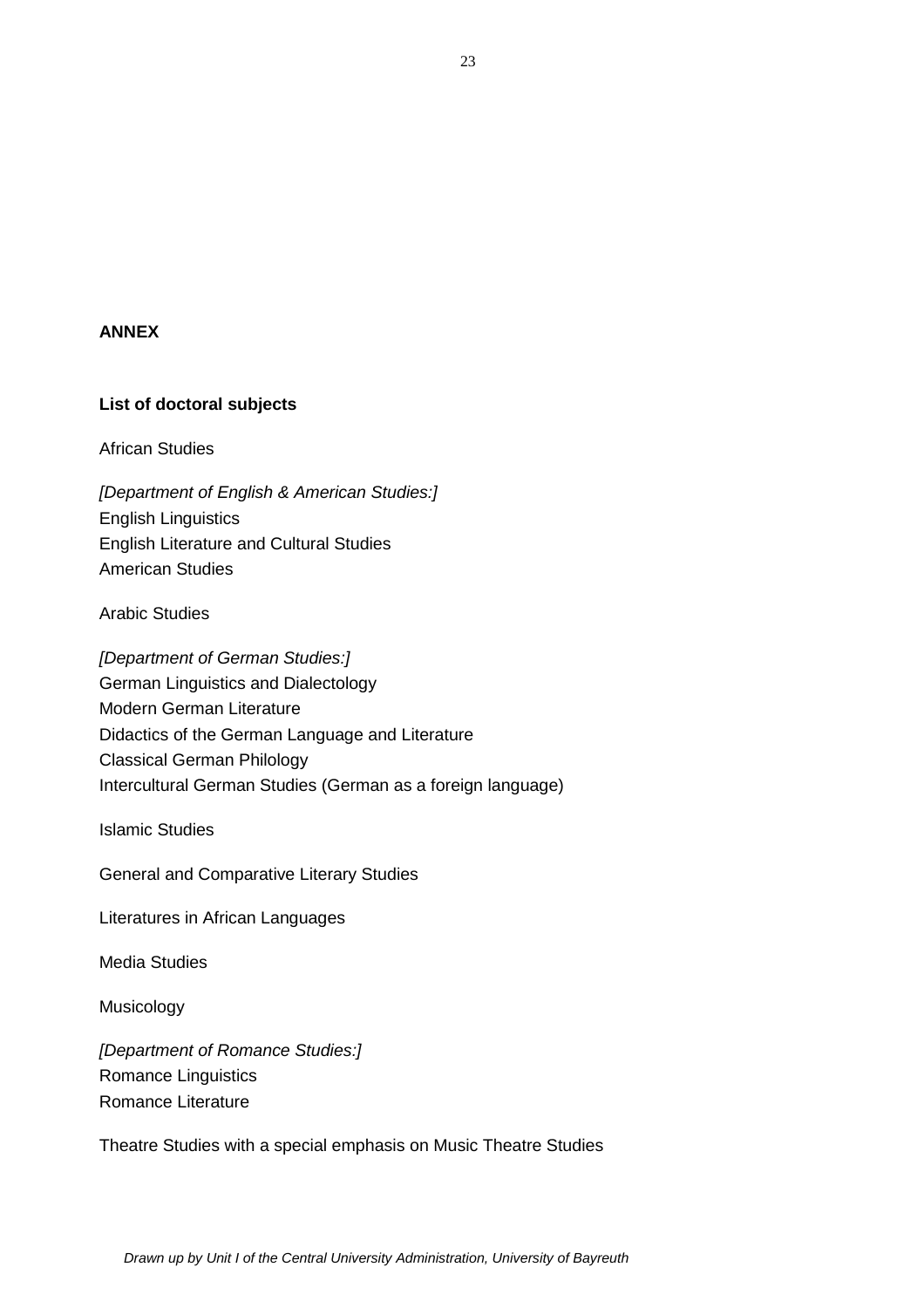**ANNEX**

**List of doctoral subjects**

African Studies

*[Department of English & American Studies:]*
English Linguistics
English Literature and Cultural Studies
American Studies

Arabic Studies

*[Department of German Studies:]*
German Linguistics and Dialectology
Modern German Literature
Didactics of the German Language and Literature
Classical German Philology
Intercultural German Studies (German as a foreign language)

Islamic Studies

General and Comparative Literary Studies

Literatures in African Languages

Media Studies

Musicology

*[Department of Romance Studies:]*
Romance Linguistics
Romance Literature

Theatre Studies with a special emphasis on Music Theatre Studies

*Drawn up by Unit I of the Central University Administration, University of Bayreuth*